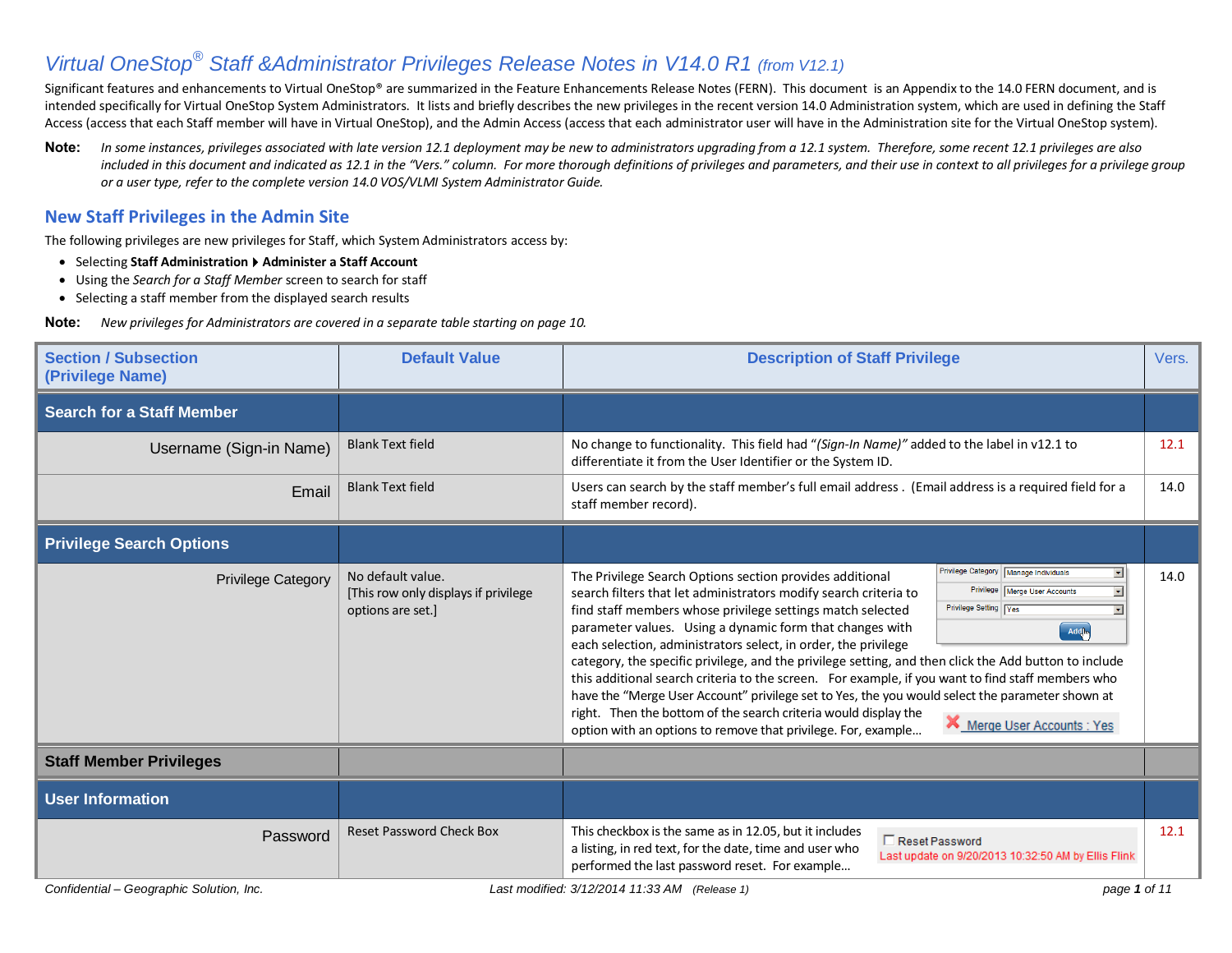# *Virtual OneStop® Staff &Administrator Privileges Release Notes in V14.0 R1 (from V12.1)*

Significant features and enhancements to Virtual OneStop® are summarized in the Feature Enhancements Release Notes (FERN). This document is an Appendix to the 14.0 FERN document, and is intended specifically for Virtual OneStop System Administrators. It lists and briefly describes the new privileges in the recent version 14.0 Administration system, which are used in defining the Staff Access (access that each Staff member will have in Virtual OneStop), and the Admin Access (access that each administrator user will have in the Administration site for the Virtual OneStop system).

**Note:** *In some instances, privileges associated with late version 12.1 deployment may be new to administrators upgrading from a 12.1 system. Therefore, some recent 12.1 privileges are also included in this document and indicated as 12.1 in the "Vers." column. For more thorough definitions of privileges and parameters, and their use in context to all privileges for a privilege group or a user type, refer to the complete version 14.0 VOS/VLMI System Administrator Guide.*

## New Staff Privileges in the Admin Site

The following privileges are new privileges for Staff, which System Administrators access by:

- Selecting **Staff Administration ▸ Administer a Staff Account**
- Using the *Search for a Staff Member* screen to search for staff
- Selecting a staff member from the displayed search results

**Note:** *New privileges for Administrators are covered in a separate table starting on page 10.*

| Section / Subsection (Privilege Name) | Default Value | Description of Staff Privilege | Vers. |
|---|---|---|---|
| **Search for a Staff Member** | | | |
| Username (Sign-in Name) | Blank Text field | No change to functionality. This field had "*(Sign-In Name)*" added to the label in v12.1 to differentiate it from the User Identifier or the System ID. | 12.1 |
| Email | Blank Text field | Users can search by the staff member's full email address . (Email address is a required field for a staff member record). | 14.0 |
| **Privilege Search Options** | | | |
| Privilege Category | No default value. [This row only displays if privilege options are set.] | The Privilege Search Options section provides additional search filters that let administrators modify search criteria to find staff members whose privilege settings match selected parameter values. Using a dynamic form that changes with each selection, administrators select, in order, the privilege category, the specific privilege, and the privilege setting, and then click the Add button to include this additional search criteria to the screen. For example, if you want to find staff members who have the "Merge User Account" privilege set to Yes, then you would select the parameter shown at right. Then the bottom of the search criteria would display the option with an options to remove that privilege. For, example… Privilege Category: Manage Individuals; Privilege: Merge User Accounts; Privilege Setting: Yes; Add. ✖ Merge User Accounts : Yes | 14.0 |
| **Staff Member Privileges** | | | |
| **User Information** | | | |
| Password | Reset Password Check Box | This checkbox is the same as in 12.05, but it includes a listing, in red text, for the date, time and user who performed the last password reset. For example… ☐ Reset Password — Last update on 9/20/2013 10:32:50 AM by Ellis Flink | 12.1 |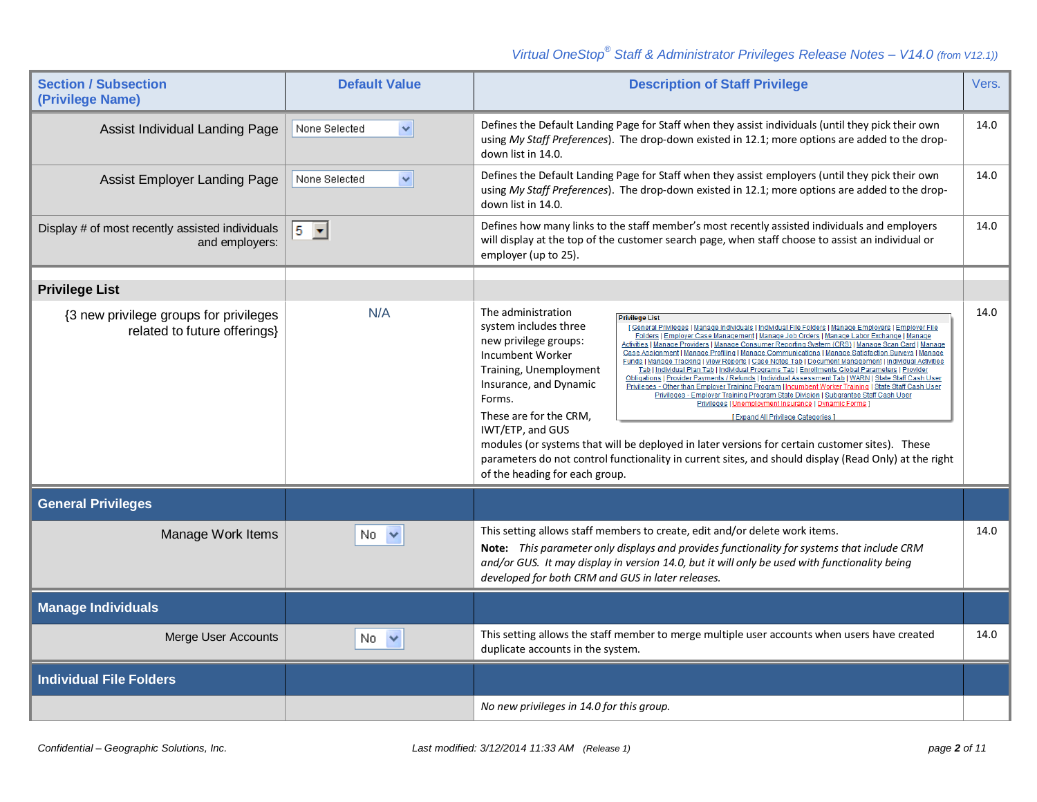| Section / Subsection (Privilege Name) | Default Value | Description of Staff Privilege | Vers. |
|---|---|---|---|
| Assist Individual Landing Page | None Selected | Defines the Default Landing Page for Staff when they assist individuals (until they pick their own using *My Staff Preferences*). The drop-down existed in 12.1; more options are added to the drop-down list in 14.0. | 14.0 |
| Assist Employer Landing Page | None Selected | Defines the Default Landing Page for Staff when they assist employers (until they pick their own using *My Staff Preferences*). The drop-down existed in 12.1; more options are added to the drop-down list in 14.0. | 14.0 |
| Display # of most recently assisted individuals and employers: | 5 | Defines how many links to the staff member's most recently assisted individuals and employers will display at the top of the customer search page, when staff choose to assist an individual or employer (up to 25). | 14.0 |
| **Privilege List** | | | |
| {3 new privilege groups for privileges related to future offerings} | N/A | The administration system includes three new privilege groups: Incumbent Worker Training, Unemployment Insurance, and Dynamic Forms. These are for the CRM, IWT/ETP, and GUS modules (or systems that will be deployed in later versions for certain customer sites). These parameters do not control functionality in current sites, and should display (Read Only) at the right of the heading for each group. | 14.0 |
| **General Privileges** | | | |
| Manage Work Items | No | This setting allows staff members to create, edit and/or delete work items. **Note:** *This parameter only displays and provides functionality for systems that include CRM and/or GUS. It may display in version 14.0, but it will only be used with functionality being developed for both CRM and GUS in later releases.* | 14.0 |
| **Manage Individuals** | | | |
| Merge User Accounts | No | This setting allows the staff member to merge multiple user accounts when users have created duplicate accounts in the system. | 14.0 |
| **Individual File Folders** | | | |
| | | *No new privileges in 14.0 for this group.* | |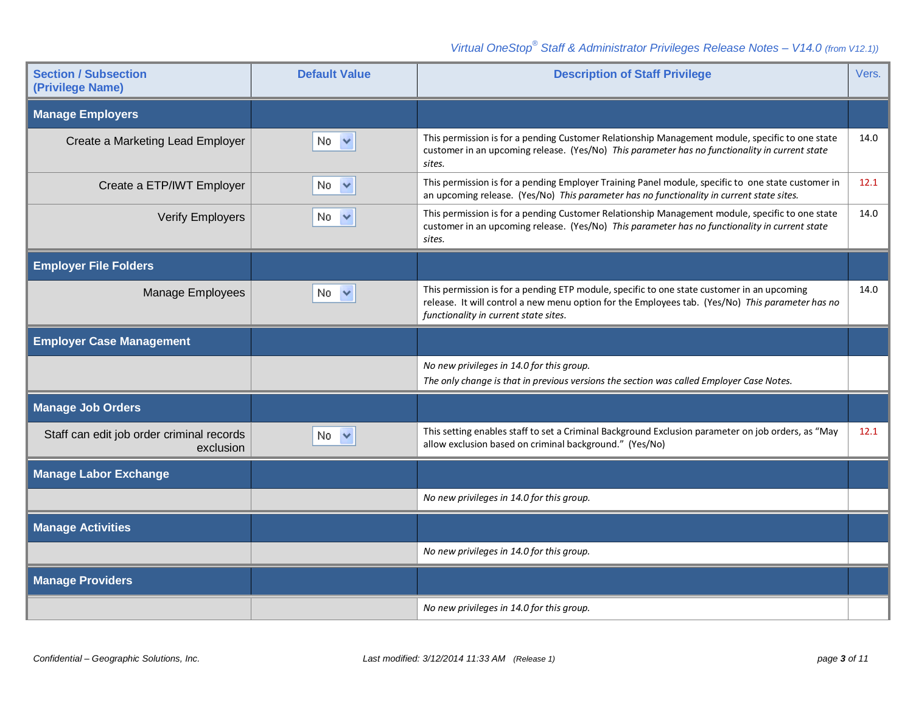| Section / Subsection (Privilege Name) | Default Value | Description of Staff Privilege | Vers. |
|---|---|---|---|
| **Manage Employers** | | | |
| Create a Marketing Lead Employer | No | This permission is for a pending Customer Relationship Management module, specific to one state customer in an upcoming release. (Yes/No) *This parameter has no functionality in current state sites.* | 14.0 |
| Create a ETP/IWT Employer | No | This permission is for a pending Employer Training Panel module, specific to one state customer in an upcoming release. (Yes/No) *This parameter has no functionality in current state sites.* | 12.1 |
| Verify Employers | No | This permission is for a pending Customer Relationship Management module, specific to one state customer in an upcoming release. (Yes/No) *This parameter has no functionality in current state sites.* | 14.0 |
| **Employer File Folders** | | | |
| Manage Employees | No | This permission is for a pending ETP module, specific to one state customer in an upcoming release. It will control a new menu option for the Employees tab. (Yes/No) *This parameter has no functionality in current state sites.* | 14.0 |
| **Employer Case Management** | | | |
| | | *No new privileges in 14.0 for this group.* *The only change is that in previous versions the section was called Employer Case Notes.* | |
| **Manage Job Orders** | | | |
| Staff can edit job order criminal records exclusion | No | This setting enables staff to set a Criminal Background Exclusion parameter on job orders, as "May allow exclusion based on criminal background." (Yes/No) | 12.1 |
| **Manage Labor Exchange** | | | |
| | | *No new privileges in 14.0 for this group.* | |
| **Manage Activities** | | | |
| | | *No new privileges in 14.0 for this group.* | |
| **Manage Providers** | | | |
| | | *No new privileges in 14.0 for this group.* | |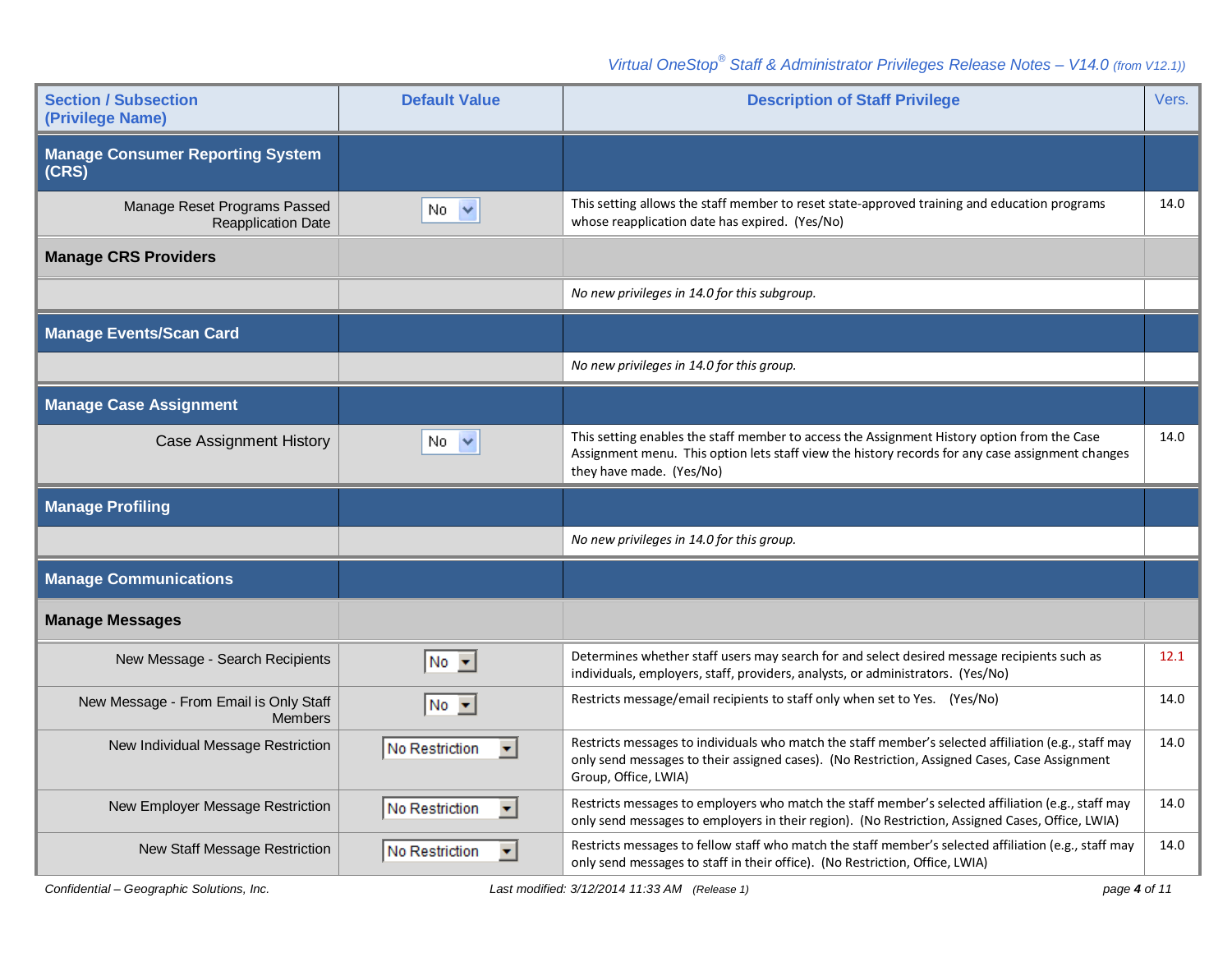| Section / Subsection (Privilege Name) | Default Value | Description of Staff Privilege | Vers. |
|---|---|---|---|
| **Manage Consumer Reporting System (CRS)** | | | |
| Manage Reset Programs Passed Reapplication Date | No | This setting allows the staff member to reset state-approved training and education programs whose reapplication date has expired. (Yes/No) | 14.0 |
| **Manage CRS Providers** | | | |
| | | *No new privileges in 14.0 for this subgroup.* | |
| **Manage Events/Scan Card** | | | |
| | | *No new privileges in 14.0 for this group.* | |
| **Manage Case Assignment** | | | |
| Case Assignment History | No | This setting enables the staff member to access the Assignment History option from the Case Assignment menu. This option lets staff view the history records for any case assignment changes they have made. (Yes/No) | 14.0 |
| **Manage Profiling** | | | |
| | | *No new privileges in 14.0 for this group.* | |
| **Manage Communications** | | | |
| **Manage Messages** | | | |
| New Message - Search Recipients | No | Determines whether staff users may search for and select desired message recipients such as individuals, employers, staff, providers, analysts, or administrators. (Yes/No) | 12.1 |
| New Message - From Email is Only Staff Members | No | Restricts message/email recipients to staff only when set to Yes. (Yes/No) | 14.0 |
| New Individual Message Restriction | No Restriction | Restricts messages to individuals who match the staff member's selected affiliation (e.g., staff may only send messages to their assigned cases). (No Restriction, Assigned Cases, Case Assignment Group, Office, LWIA) | 14.0 |
| New Employer Message Restriction | No Restriction | Restricts messages to employers who match the staff member's selected affiliation (e.g., staff may only send messages to employers in their region). (No Restriction, Assigned Cases, Office, LWIA) | 14.0 |
| New Staff Message Restriction | No Restriction | Restricts messages to fellow staff who match the staff member's selected affiliation (e.g., staff may only send messages to staff in their office). (No Restriction, Office, LWIA) | 14.0 |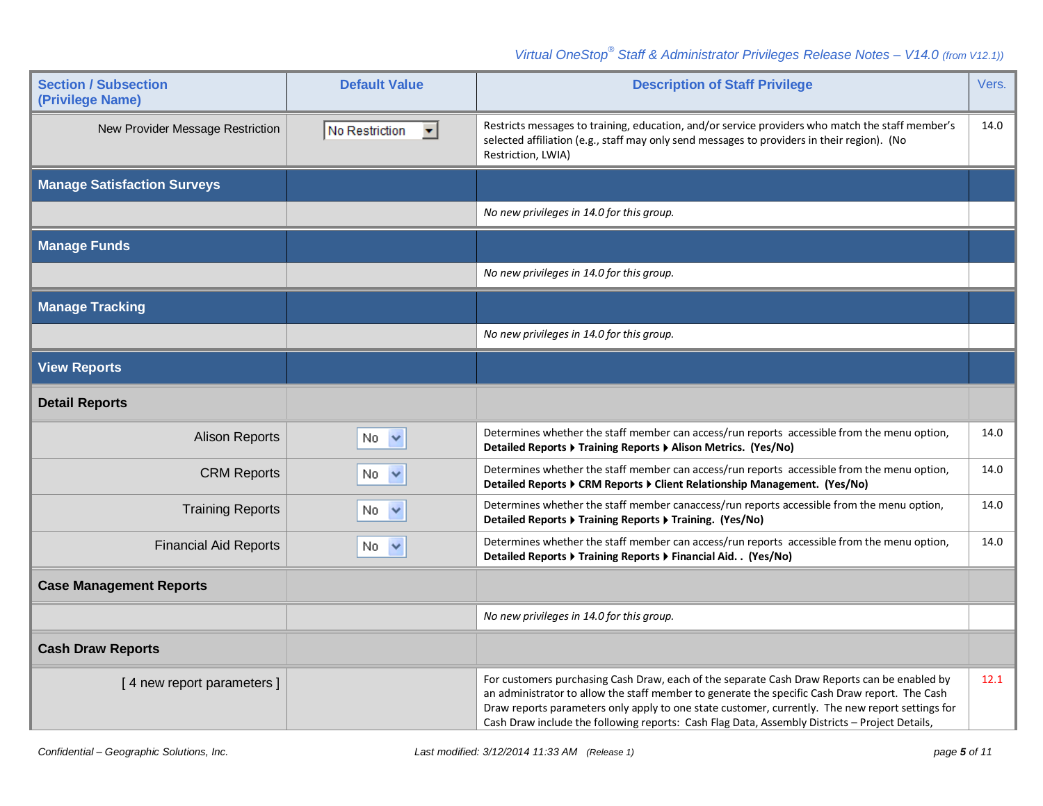| Section / Subsection (Privilege Name) | Default Value | Description of Staff Privilege | Vers. |
|---|---|---|---|
| New Provider Message Restriction | No Restriction | Restricts messages to training, education, and/or service providers who match the staff member's selected affiliation (e.g., staff may only send messages to providers in their region). (No Restriction, LWIA) | 14.0 |
| **Manage Satisfaction Surveys** | | | |
| | | *No new privileges in 14.0 for this group.* | |
| **Manage Funds** | | | |
| | | *No new privileges in 14.0 for this group.* | |
| **Manage Tracking** | | | |
| | | *No new privileges in 14.0 for this group.* | |
| **View Reports** | | | |
| **Detail Reports** | | | |
| Alison Reports | No | Determines whether the staff member can access/run reports accessible from the menu option, **Detailed Reports ▸ Training Reports ▸ Alison Metrics. (Yes/No)** | 14.0 |
| CRM Reports | No | Determines whether the staff member can access/run reports accessible from the menu option, **Detailed Reports ▸ CRM Reports ▸ Client Relationship Management. (Yes/No)** | 14.0 |
| Training Reports | No | Determines whether the staff member canaccess/run reports accessible from the menu option, **Detailed Reports ▸ Training Reports ▸ Training. (Yes/No)** | 14.0 |
| Financial Aid Reports | No | Determines whether the staff member can access/run reports accessible from the menu option, **Detailed Reports ▸ Training Reports ▸ Financial Aid. . (Yes/No)** | 14.0 |
| **Case Management Reports** | | | |
| | | *No new privileges in 14.0 for this group.* | |
| **Cash Draw Reports** | | | |
| [ 4 new report parameters ] | | For customers purchasing Cash Draw, each of the separate Cash Draw Reports can be enabled by an administrator to allow the staff member to generate the specific Cash Draw report. The Cash Draw reports parameters only apply to one state customer, currently. The new report settings for Cash Draw include the following reports: Cash Flag Data, Assembly Districts – Project Details, | 12.1 |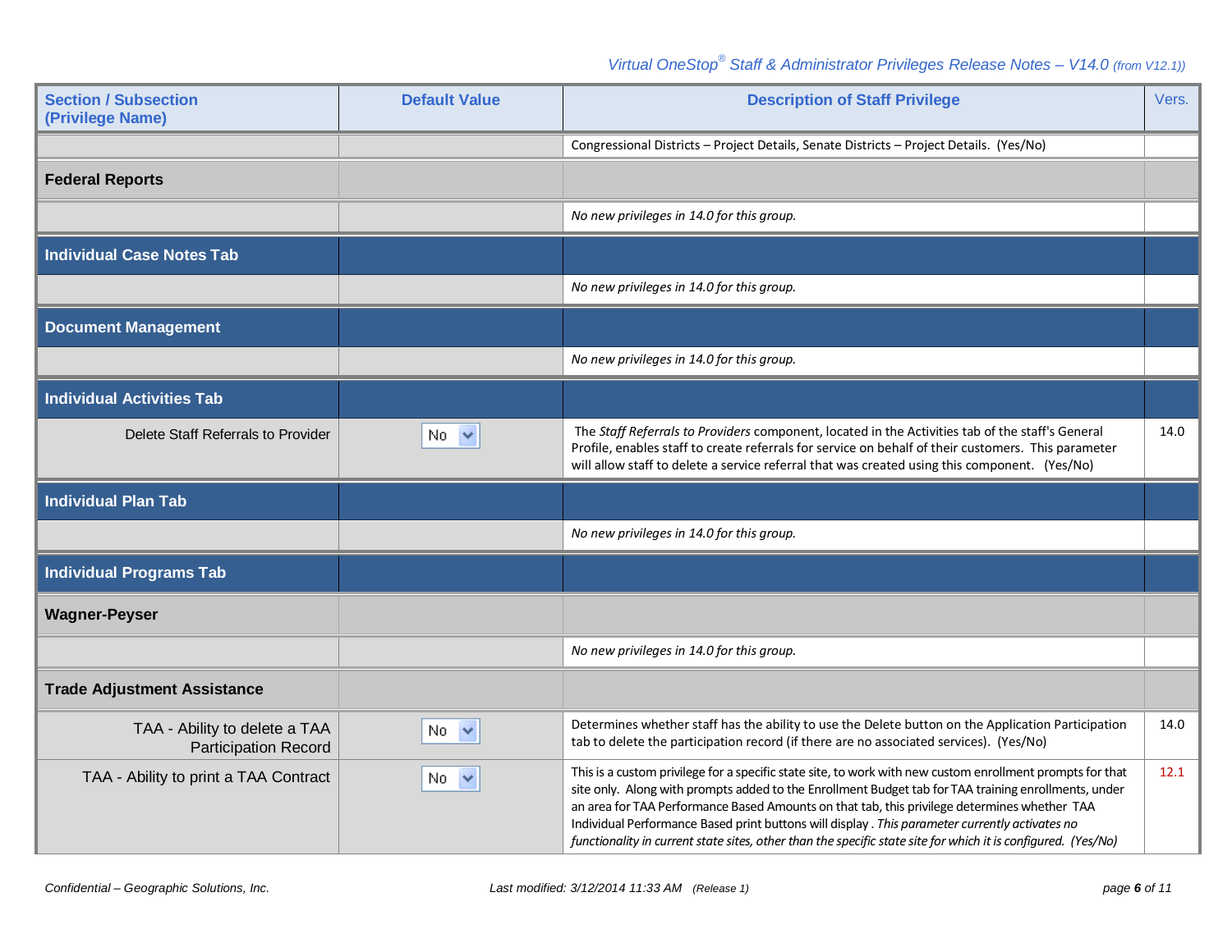| Section / Subsection (Privilege Name) | Default Value | Description of Staff Privilege | Vers. |
|---|---|---|---|
| | | Congressional Districts – Project Details, Senate Districts – Project Details. (Yes/No) | |
| **Federal Reports** | | | |
| | | *No new privileges in 14.0 for this group.* | |
| **Individual Case Notes Tab** | | | |
| | | *No new privileges in 14.0 for this group.* | |
| **Document Management** | | | |
| | | *No new privileges in 14.0 for this group.* | |
| **Individual Activities Tab** | | | |
| Delete Staff Referrals to Provider | No | The *Staff Referrals to Providers* component, located in the Activities tab of the staff's General Profile, enables staff to create referrals for service on behalf of their customers. This parameter will allow staff to delete a service referral that was created using this component. (Yes/No) | 14.0 |
| **Individual Plan Tab** | | | |
| | | *No new privileges in 14.0 for this group.* | |
| **Individual Programs Tab** | | | |
| **Wagner-Peyser** | | | |
| | | *No new privileges in 14.0 for this group.* | |
| **Trade Adjustment Assistance** | | | |
| TAA - Ability to delete a TAA Participation Record | No | Determines whether staff has the ability to use the Delete button on the Application Participation tab to delete the participation record (if there are no associated services). (Yes/No) | 14.0 |
| TAA - Ability to print a TAA Contract | No | This is a custom privilege for a specific state site, to work with new custom enrollment prompts for that site only. Along with prompts added to the Enrollment Budget tab for TAA training enrollments, under an area for TAA Performance Based Amounts on that tab, this privilege determines whether TAA Individual Performance Based print buttons will display . *This parameter currently activates no functionality in current state sites, other than the specific state site for which it is configured. (Yes/No)* | 12.1 |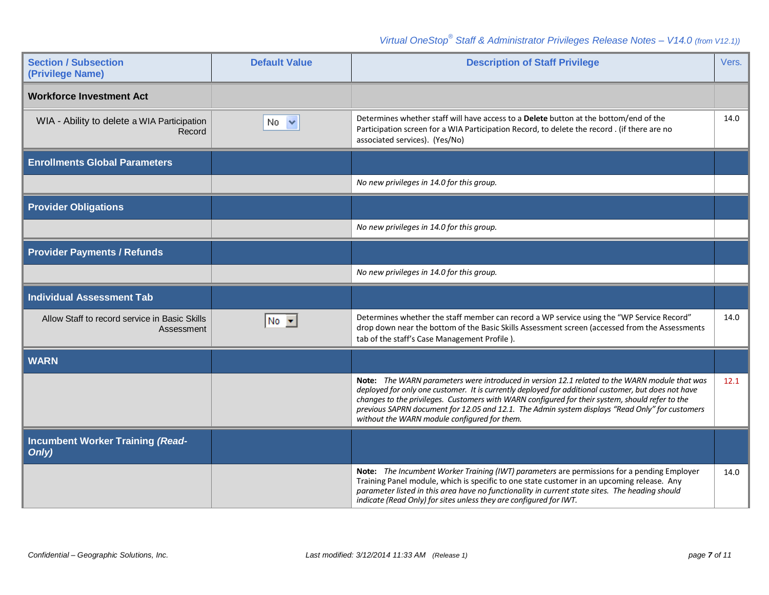| Section / Subsection (Privilege Name) | Default Value | Description of Staff Privilege | Vers. |
|---|---|---|---|
| **Workforce Investment Act** | | | |
| WIA - Ability to delete a WIA Participation Record | No | Determines whether staff will have access to a **Delete** button at the bottom/end of the Participation screen for a WIA Participation Record, to delete the record . (if there are no associated services). (Yes/No) | 14.0 |
| **Enrollments Global Parameters** | | | |
| | | *No new privileges in 14.0 for this group.* | |
| **Provider Obligations** | | | |
| | | *No new privileges in 14.0 for this group.* | |
| **Provider Payments / Refunds** | | | |
| | | *No new privileges in 14.0 for this group.* | |
| **Individual Assessment Tab** | | | |
| Allow Staff to record service in Basic Skills Assessment | No | Determines whether the staff member can record a WP service using the "WP Service Record" drop down near the bottom of the Basic Skills Assessment screen (accessed from the Assessments tab of the staff's Case Management Profile ). | 14.0 |
| **WARN** | | | |
| | | **Note:** *The WARN parameters were introduced in version 12.1 related to the WARN module that was deployed for only one customer. It is currently deployed for additional customer, but does not have changes to the privileges. Customers with WARN configured for their system, should refer to the previous SAPRN document for 12.05 and 12.1. The Admin system displays "Read Only" for customers without the WARN module configured for them.* | 12.1 |
| **Incumbent Worker Training *(Read-Only)*** | | | |
| | | **Note:** *The Incumbent Worker Training (IWT) parameters* are permissions for a pending Employer Training Panel module, which is specific to one state customer in an upcoming release. Any *parameter listed in this area have no functionality in current state sites. The heading should indicate (Read Only) for sites unless they are configured for IWT.* | 14.0 |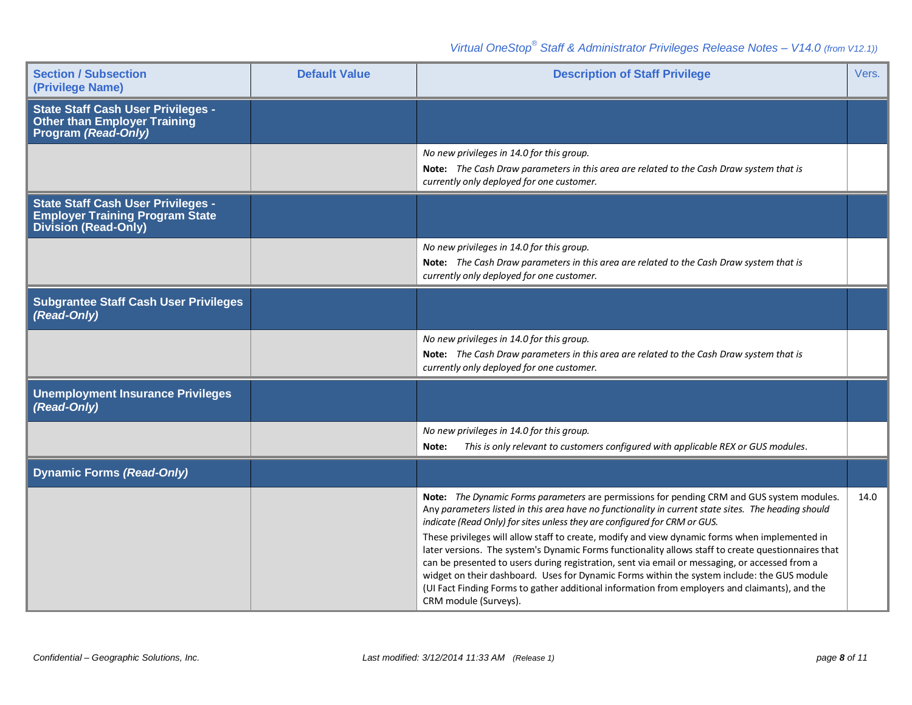| Section / Subsection (Privilege Name) | Default Value | Description of Staff Privilege | Vers. |
|---|---|---|---|
| **State Staff Cash User Privileges - Other than Employer Training Program *(Read-Only)*** | | | |
| | | *No new privileges in 14.0 for this group.*<br>**Note:** *The Cash Draw parameters in this area are related to the Cash Draw system that is currently only deployed for one customer.* | |
| **State Staff Cash User Privileges - Employer Training Program State Division (Read-Only)** | | | |
| | | *No new privileges in 14.0 for this group.*<br>**Note:** *The Cash Draw parameters in this area are related to the Cash Draw system that is currently only deployed for one customer.* | |
| **Subgrantee Staff Cash User Privileges *(Read-Only)*** | | | |
| | | *No new privileges in 14.0 for this group.*<br>**Note:** *The Cash Draw parameters in this area are related to the Cash Draw system that is currently only deployed for one customer.* | |
| **Unemployment Insurance Privileges *(Read-Only)*** | | | |
| | | *No new privileges in 14.0 for this group.*<br>**Note:** *This is only relevant to customers configured with applicable REX or GUS modules.* | |
| **Dynamic Forms *(Read-Only)*** | | | |
| | | **Note:** *The Dynamic Forms parameters* are permissions for pending CRM and GUS system modules. *Any parameters listed in this area have no functionality in current state sites. The heading should indicate (Read Only) for sites unless they are configured for CRM or GUS.*<br>These privileges will allow staff to create, modify and view dynamic forms when implemented in later versions. The system's Dynamic Forms functionality allows staff to create questionnaires that can be presented to users during registration, sent via email or messaging, or accessed from a widget on their dashboard. Uses for Dynamic Forms within the system include: the GUS module (UI Fact Finding Forms to gather additional information from employers and claimants), and the CRM module (Surveys). | 14.0 |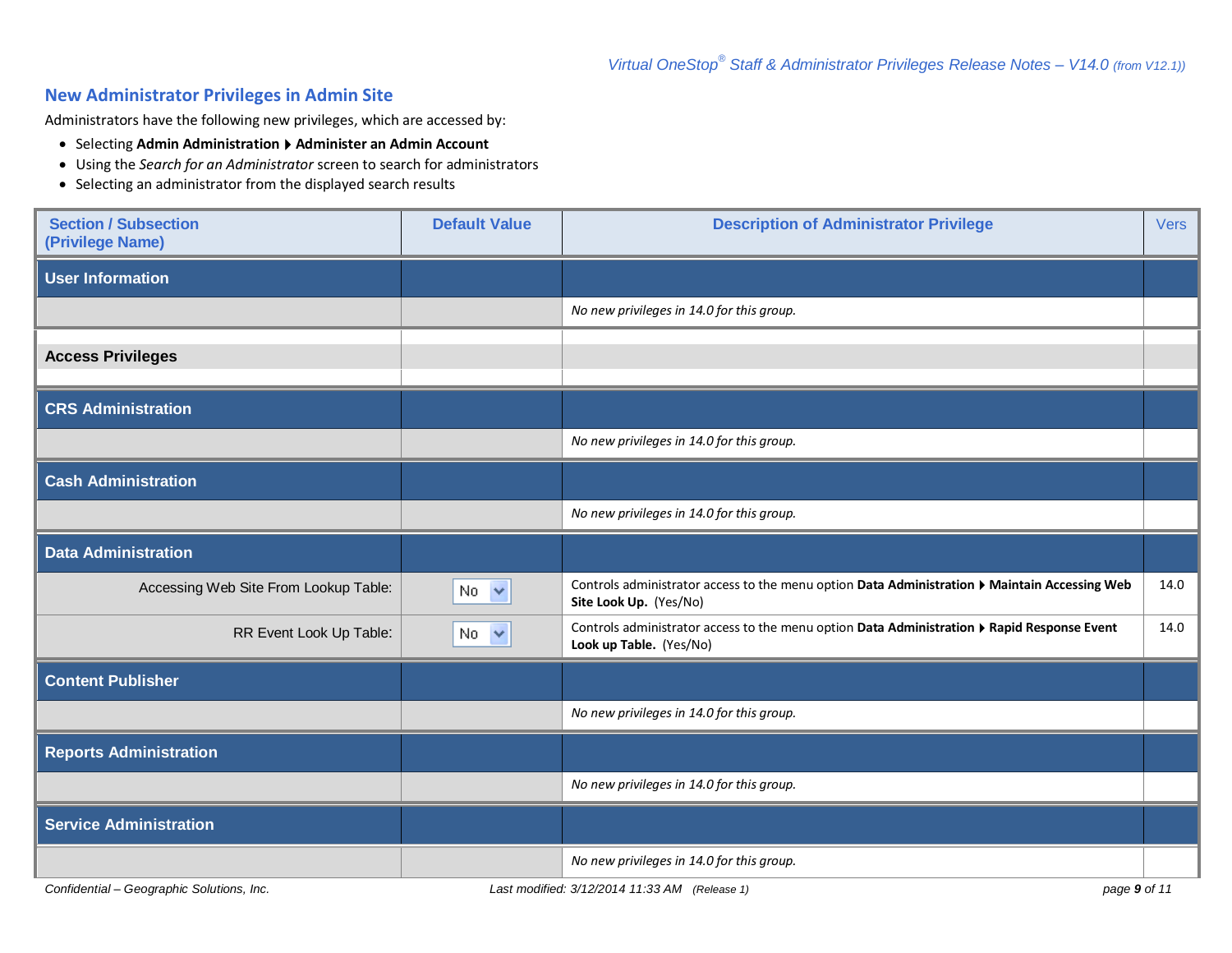## New Administrator Privileges in Admin Site

Administrators have the following new privileges, which are accessed by:

- Selecting **Admin Administration ▸ Administer an Admin Account**
- Using the *Search for an Administrator* screen to search for administrators
- Selecting an administrator from the displayed search results

| Section / Subsection (Privilege Name) | Default Value | Description of Administrator Privilege | Vers |
|---|---|---|---|
| **User Information** | | | |
| | | *No new privileges in 14.0 for this group.* | |
| **Access Privileges** | | | |
| **CRS Administration** | | | |
| | | *No new privileges in 14.0 for this group.* | |
| **Cash Administration** | | | |
| | | *No new privileges in 14.0 for this group.* | |
| **Data Administration** | | | |
| Accessing Web Site From Lookup Table: | No | Controls administrator access to the menu option **Data Administration ▸ Maintain Accessing Web Site Look Up.** (Yes/No) | 14.0 |
| RR Event Look Up Table: | No | Controls administrator access to the menu option **Data Administration ▸ Rapid Response Event Look up Table.** (Yes/No) | 14.0 |
| **Content Publisher** | | | |
| | | *No new privileges in 14.0 for this group.* | |
| **Reports Administration** | | | |
| | | *No new privileges in 14.0 for this group.* | |
| **Service Administration** | | | |
| | | *No new privileges in 14.0 for this group.* | |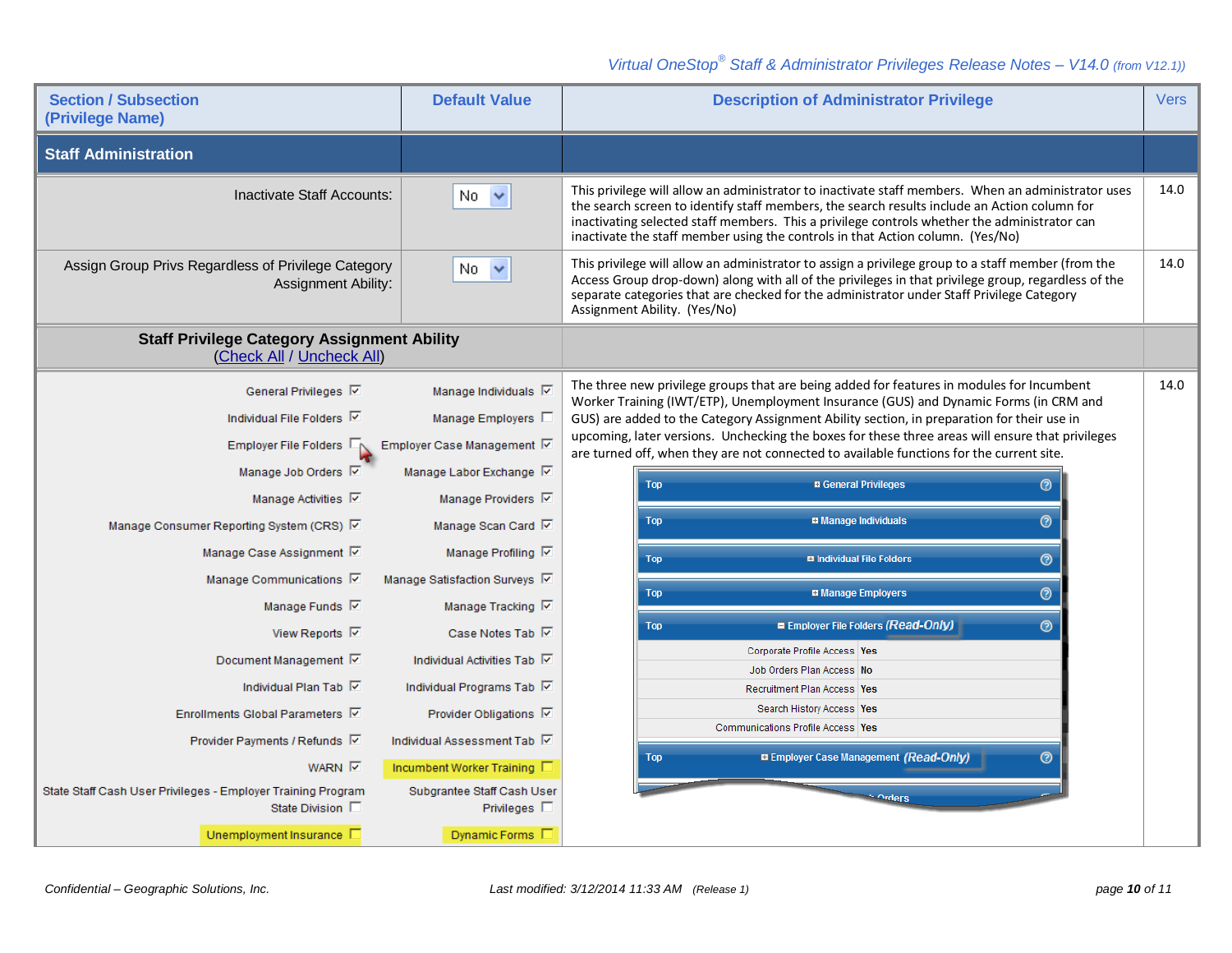| Section / Subsection (Privilege Name) | Default Value | Description of Administrator Privilege | Vers |
|---|---|---|---|
| **Staff Administration** | | | |
| Inactivate Staff Accounts: | No | This privilege will allow an administrator to inactivate staff members. When an administrator uses the search screen to identify staff members, the search results include an Action column for inactivating selected staff members. This a privilege controls whether the administrator can inactivate the staff member using the controls in that Action column. (Yes/No) | 14.0 |
| Assign Group Privs Regardless of Privilege Category Assignment Ability: | No | This privilege will allow an administrator to assign a privilege group to a staff member (from the Access Group drop-down) along with all of the privileges in that privilege group, regardless of the separate categories that are checked for the administrator under Staff Privilege Category Assignment Ability. (Yes/No) | 14.0 |
| **Staff Privilege Category Assignment Ability** (Check All / Uncheck All) | | | |
| General Privileges ☑; Individual File Folders ☑; Employer File Folders ☐; Manage Job Orders ☑; Manage Activities ☑; Manage Consumer Reporting System (CRS) ☑; Manage Case Assignment ☑; Manage Communications ☑; Manage Funds ☑; View Reports ☑; Document Management ☑; Individual Plan Tab ☑; Enrollments Global Parameters ☑; Provider Payments / Refunds ☑; WARN ☑; State Staff Cash User Privileges - Employer Training Program State Division ☐; Unemployment Insurance ☐ | Manage Individuals ☑; Manage Employers ☐; Employer Case Management ☑; Manage Labor Exchange ☑; Manage Providers ☑; Manage Scan Card ☑; Manage Profiling ☑; Manage Satisfaction Surveys ☑; Manage Tracking ☑; Case Notes Tab ☑; Individual Activities Tab ☑; Individual Programs Tab ☑; Provider Obligations ☑; Individual Assessment Tab ☑; Incumbent Worker Training ☐; Subgrantee Staff Cash User Privileges ☐; Dynamic Forms ☐ | The three new privilege groups that are being added for features in modules for Incumbent Worker Training (IWT/ETP), Unemployment Insurance (GUS) and Dynamic Forms (in CRM and GUS) are added to the Category Assignment Ability section, in preparation for their use in upcoming, later versions. Unchecking the boxes for these three areas will ensure that privileges are turned off, when they are not connected to available functions for the current site. | 14.0 |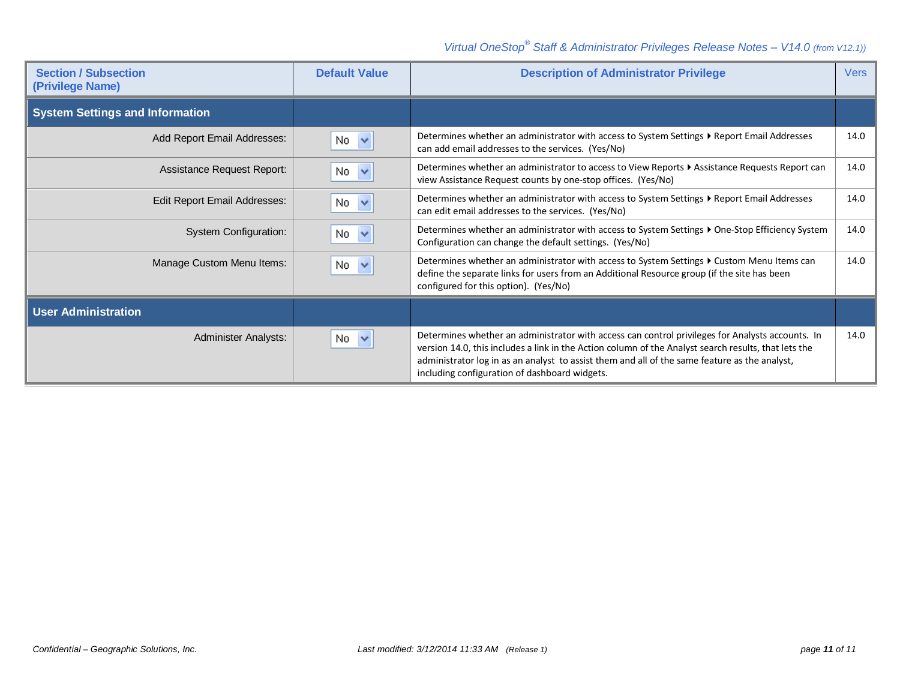| Section / Subsection (Privilege Name) | Default Value | Description of Administrator Privilege | Vers |
|---|---|---|---|
| **System Settings and Information** | | | |
| Add Report Email Addresses: | No | Determines whether an administrator with access to System Settings ▸ Report Email Addresses can add email addresses to the services. (Yes/No) | 14.0 |
| Assistance Request Report: | No | Determines whether an administrator to access to View Reports ▸ Assistance Requests Report can view Assistance Request counts by one-stop offices. (Yes/No) | 14.0 |
| Edit Report Email Addresses: | No | Determines whether an administrator with access to System Settings ▸ Report Email Addresses can edit email addresses to the services. (Yes/No) | 14.0 |
| System Configuration: | No | Determines whether an administrator with access to System Settings ▸ One-Stop Efficiency System Configuration can change the default settings. (Yes/No) | 14.0 |
| Manage Custom Menu Items: | No | Determines whether an administrator with access to System Settings ▸ Custom Menu Items can define the separate links for users from an Additional Resource group (if the site has been configured for this option). (Yes/No) | 14.0 |
| **User Administration** | | | |
| Administer Analysts: | No | Determines whether an administrator with access can control privileges for Analysts accounts. In version 14.0, this includes a link in the Action column of the Analyst search results, that lets the administrator log in as an analyst to assist them and all of the same feature as the analyst, including configuration of dashboard widgets. | 14.0 |